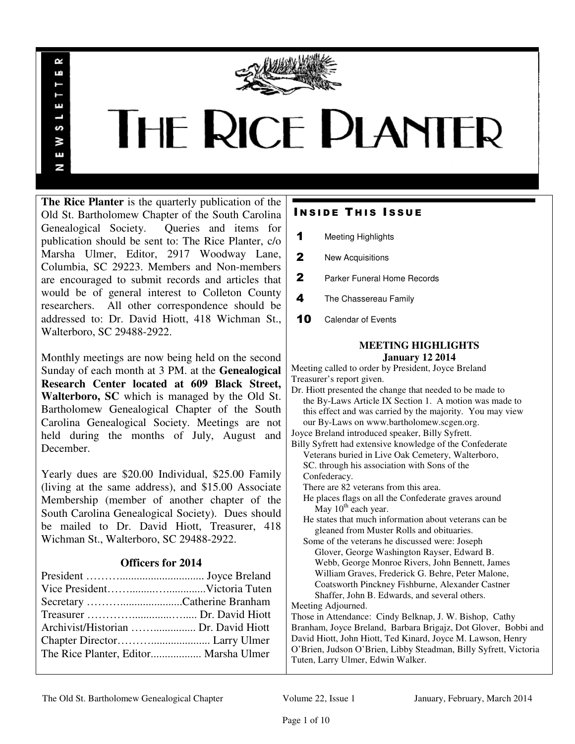# THE RICE PLANTER

NEWSLETTER

**The Rice Planter** is the quarterly publication of the Old St. Bartholomew Chapter of the South Carolina Genealogical Society. Queries and items for publication should be sent to: The Rice Planter, c/o Marsha Ulmer, Editor, 2917 Woodway Lane, Columbia, SC 29223. Members and Non-members are encouraged to submit records and articles that would be of general interest to Colleton County researchers. All other correspondence should be addressed to: Dr. David Hiott, 418 Wichman St., Walterboro, SC 29488-2922.

Monthly meetings are now being held on the second Sunday of each month at 3 PM. at the **Genealogical Research Center located at 609 Black Street, Walterboro, SC** which is managed by the Old St. Bartholomew Genealogical Chapter of the South Carolina Genealogical Society. Meetings are not held during the months of July, August and December.

Yearly dues are $20.00 Individual, $25.00 Family (living at the same address), and $15.00 Associate Membership (member of another chapter of the South Carolina Genealogical Society). Dues should be mailed to Dr. David Hiott, Treasurer, 418 Wichman St., Walterboro, SC 29488-2922.

### Officers for 2014

President ……….............................. Joyce Breland
Vice President……..........…..............Victoria Tuten
Secretary ……….....................Catherine Branham
Treasurer ……………..............…..... Dr. David Hiott
Archivist/Historian ……................ Dr. David Hiott
Chapter Director………..................... Larry Ulmer
The Rice Planter, Editor.................. Marsha Ulmer

## INSIDE THIS ISSUE

| | |
|---|---|
| 1 | Meeting Highlights |
| 2 | New Acquisitions |
| 2 | Parker Funeral Home Records |
| 4 | The Chassereau Family |
| 10 | Calendar of Events |

## MEETING HIGHLIGHTS
### January 12 2014

Meeting called to order by President, Joyce Breland
Treasurer's report given.
Dr. Hiott presented the change that needed to be made to the By-Laws Article IX Section 1. A motion was made to this effect and was carried by the majority. You may view our By-Laws on www.bartholomew.scgen.org.
Joyce Breland introduced speaker, Billy Syfrett.
Billy Syfrett had extensive knowledge of the Confederate Veterans buried in Live Oak Cemetery, Walterboro, SC. through his association with Sons of the Confederacy.
- There are 82 veterans from this area.
- He places flags on all the Confederate graves around May 10th each year.
- He states that much information about veterans can be gleaned from Muster Rolls and obituaries.
- Some of the veterans he discussed were: Joseph Glover, George Washington Rayser, Edward B. Webb, George Monroe Rivers, John Bennett, James William Graves, Frederick G. Behre, Peter Malone, Coatsworth Pinckney Fishburne, Alexander Castner Shaffer, John B. Edwards, and several others.

Meeting Adjourned.
Those in Attendance: Cindy Belknap, J. W. Bishop, Cathy Branham, Joyce Breland, Barbara Brigajz, Dot Glover, Bobbi and David Hiott, John Hiott, Ted Kinard, Joyce M. Lawson, Henry O'Brien, Judson O'Brien, Libby Steadman, Billy Syfrett, Victoria Tuten, Larry Ulmer, Edwin Walker.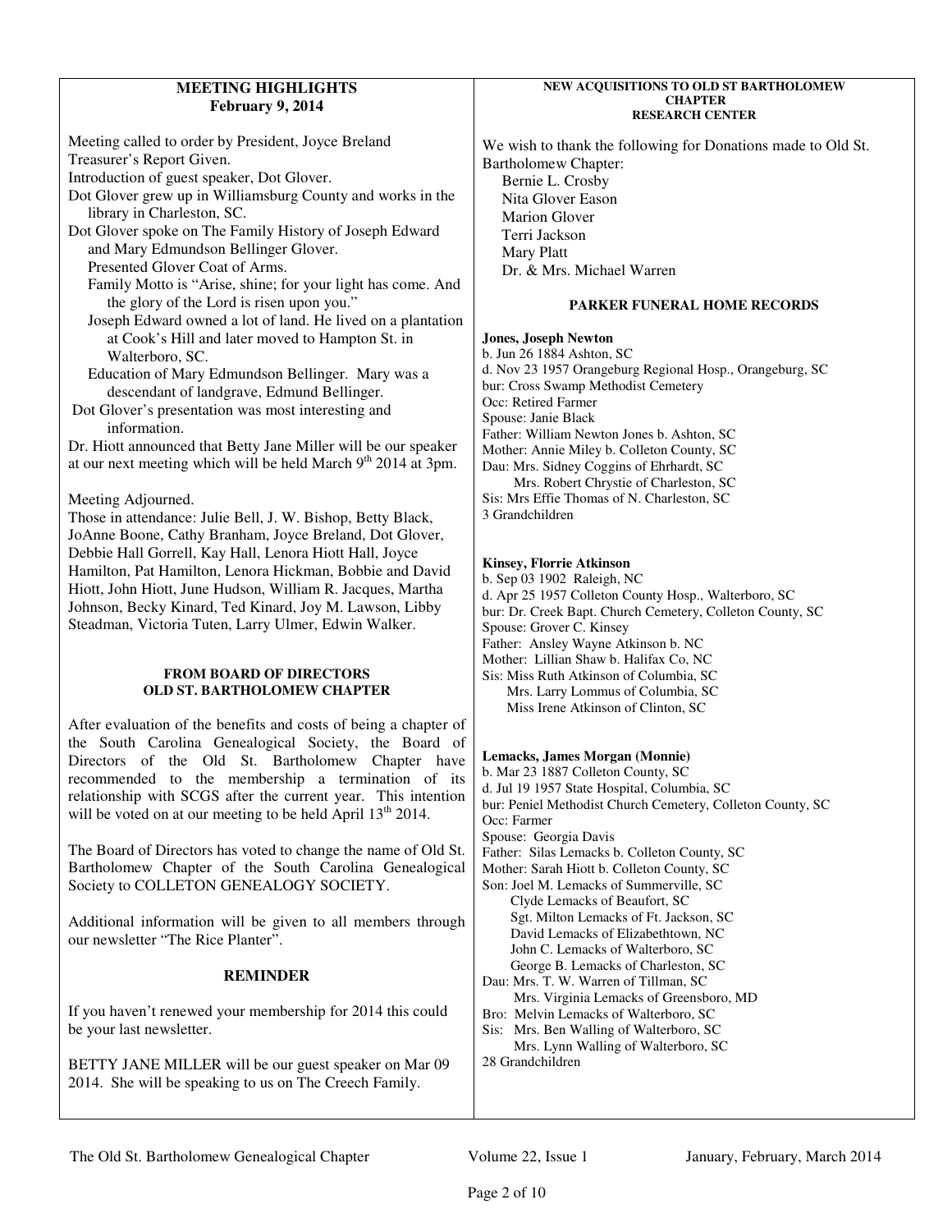## MEETING HIGHLIGHTS
**February 9, 2014**

Meeting called to order by President, Joyce Breland
Treasurer's Report Given.
Introduction of guest speaker, Dot Glover.
Dot Glover grew up in Williamsburg County and works in the library in Charleston, SC.
Dot Glover spoke on The Family History of Joseph Edward and Mary Edmundson Bellinger Glover.
- Presented Glover Coat of Arms.
- Family Motto is "Arise, shine; for your light has come. And the glory of the Lord is risen upon you."
- Joseph Edward owned a lot of land. He lived on a plantation at Cook's Hill and later moved to Hampton St. in Walterboro, SC.
- Education of Mary Edmundson Bellinger. Mary was a descendant of landgrave, Edmund Bellinger.

Dot Glover's presentation was most interesting and information.
Dr. Hiott announced that Betty Jane Miller will be our speaker at our next meeting which will be held March 9th 2014 at 3pm.

Meeting Adjourned.
Those in attendance: Julie Bell, J. W. Bishop, Betty Black, JoAnne Boone, Cathy Branham, Joyce Breland, Dot Glover, Debbie Hall Gorrell, Kay Hall, Lenora Hiott Hall, Joyce Hamilton, Pat Hamilton, Lenora Hickman, Bobbie and David Hiott, John Hiott, June Hudson, William R. Jacques, Martha Johnson, Becky Kinard, Ted Kinard, Joy M. Lawson, Libby Steadman, Victoria Tuten, Larry Ulmer, Edwin Walker.

## FROM BOARD OF DIRECTORS OLD ST. BARTHOLOMEW CHAPTER

After evaluation of the benefits and costs of being a chapter of the South Carolina Genealogical Society, the Board of Directors of the Old St. Bartholomew Chapter have recommended to the membership a termination of its relationship with SCGS after the current year. This intention will be voted on at our meeting to be held April 13th 2014.

The Board of Directors has voted to change the name of Old St. Bartholomew Chapter of the South Carolina Genealogical Society to COLLETON GENEALOGY SOCIETY.

Additional information will be given to all members through our newsletter "The Rice Planter".

## REMINDER

If you haven't renewed your membership for 2014 this could be your last newsletter.

BETTY JANE MILLER will be our guest speaker on Mar 09 2014. She will be speaking to us on The Creech Family.

## NEW ACQUISITIONS TO OLD ST BARTHOLOMEW CHAPTER RESEARCH CENTER

We wish to thank the following for Donations made to Old St. Bartholomew Chapter:

- Bernie L. Crosby
- Nita Glover Eason
- Marion Glover
- Terri Jackson
- Mary Platt
- Dr. & Mrs. Michael Warren

## PARKER FUNERAL HOME RECORDS

**Jones, Joseph Newton**
b. Jun 26 1884 Ashton, SC
d. Nov 23 1957 Orangeburg Regional Hosp., Orangeburg, SC
bur: Cross Swamp Methodist Cemetery
Occ: Retired Farmer
Spouse: Janie Black
Father: William Newton Jones b. Ashton, SC
Mother: Annie Miley b. Colleton County, SC
Dau: Mrs. Sidney Coggins of Ehrhardt, SC
Mrs. Robert Chrystie of Charleston, SC
Sis: Mrs Effie Thomas of N. Charleston, SC
3 Grandchildren

**Kinsey, Florrie Atkinson**
b. Sep 03 1902 Raleigh, NC
d. Apr 25 1957 Colleton County Hosp., Walterboro, SC
bur: Dr. Creek Bapt. Church Cemetery, Colleton County, SC
Spouse: Grover C. Kinsey
Father: Ansley Wayne Atkinson b. NC
Mother: Lillian Shaw b. Halifax Co, NC
Sis: Miss Ruth Atkinson of Columbia, SC
Mrs. Larry Lommus of Columbia, SC
Miss Irene Atkinson of Clinton, SC

**Lemacks, James Morgan (Monnie)**
b. Mar 23 1887 Colleton County, SC
d. Jul 19 1957 State Hospital, Columbia, SC
bur: Peniel Methodist Church Cemetery, Colleton County, SC
Occ: Farmer
Spouse: Georgia Davis
Father: Silas Lemacks b. Colleton County, SC
Mother: Sarah Hiott b. Colleton County, SC
Son: Joel M. Lemacks of Summerville, SC
Clyde Lemacks of Beaufort, SC
Sgt. Milton Lemacks of Ft. Jackson, SC
David Lemacks of Elizabethtown, NC
John C. Lemacks of Walterboro, SC
George B. Lemacks of Charleston, SC
Dau: Mrs. T. W. Warren of Tillman, SC
Mrs. Virginia Lemacks of Greensboro, MD
Bro: Melvin Lemacks of Walterboro, SC
Sis: Mrs. Ben Walling of Walterboro, SC
Mrs. Lynn Walling of Walterboro, SC
28 Grandchildren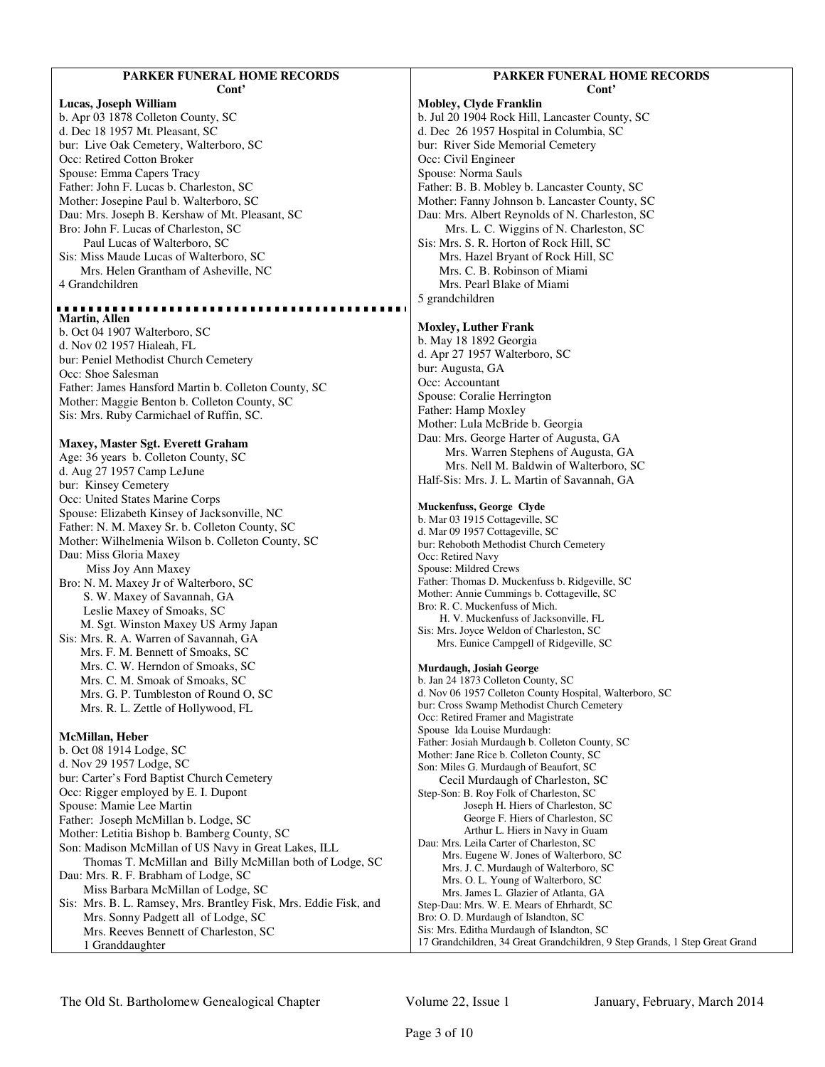## PARKER FUNERAL HOME RECORDS
Cont'

**Lucas, Joseph William**
b. Apr 03 1878 Colleton County, SC
d. Dec 18 1957 Mt. Pleasant, SC
bur: Live Oak Cemetery, Walterboro, SC
Occ: Retired Cotton Broker
Spouse: Emma Capers Tracy
Father: John F. Lucas b. Charleston, SC
Mother: Josepine Paul b. Walterboro, SC
Dau: Mrs. Joseph B. Kershaw of Mt. Pleasant, SC
Bro: John F. Lucas of Charleston, SC
  Paul Lucas of Walterboro, SC
Sis: Miss Maude Lucas of Walterboro, SC
  Mrs. Helen Grantham of Asheville, NC
4 Grandchildren

**Martin, Allen**
b. Oct 04 1907 Walterboro, SC
d. Nov 02 1957 Hialeah, FL
bur: Peniel Methodist Church Cemetery
Occ: Shoe Salesman
Father: James Hansford Martin b. Colleton County, SC
Mother: Maggie Benton b. Colleton County, SC
Sis: Mrs. Ruby Carmichael of Ruffin, SC.

**Maxey, Master Sgt. Everett Graham**
Age: 36 years b. Colleton County, SC
d. Aug 27 1957 Camp LeJune
bur: Kinsey Cemetery
Occ: United States Marine Corps
Spouse: Elizabeth Kinsey of Jacksonville, NC
Father: N. M. Maxey Sr. b. Colleton County, SC
Mother: Wilhelmenia Wilson b. Colleton County, SC
Dau: Miss Gloria Maxey
  Miss Joy Ann Maxey
Bro: N. M. Maxey Jr of Walterboro, SC
  S. W. Maxey of Savannah, GA
  Leslie Maxey of Smoaks, SC
  M. Sgt. Winston Maxey US Army Japan
Sis: Mrs. R. A. Warren of Savannah, GA
  Mrs. F. M. Bennett of Smoaks, SC
  Mrs. C. W. Herndon of Smoaks, SC
  Mrs. C. M. Smoak of Smoaks, SC
  Mrs. G. P. Tumbleston of Round O, SC
  Mrs. R. L. Zettle of Hollywood, FL

**McMillan, Heber**
b. Oct 08 1914 Lodge, SC
d. Nov 29 1957 Lodge, SC
bur: Carter's Ford Baptist Church Cemetery
Occ: Rigger employed by E. I. Dupont
Spouse: Mamie Lee Martin
Father: Joseph McMillan b. Lodge, SC
Mother: Letitia Bishop b. Bamberg County, SC
Son: Madison McMillan of US Navy in Great Lakes, ILL
  Thomas T. McMillan and Billy McMillan both of Lodge, SC
Dau: Mrs. R. F. Brabham of Lodge, SC
  Miss Barbara McMillan of Lodge, SC
Sis: Mrs. B. L. Ramsey, Mrs. Brantley Fisk, Mrs. Eddie Fisk, and
  Mrs. Sonny Padgett all of Lodge, SC
  Mrs. Reeves Bennett of Charleston, SC
  1 Granddaughter

**Mobley, Clyde Franklin**
b. Jul 20 1904 Rock Hill, Lancaster County, SC
d. Dec 26 1957 Hospital in Columbia, SC
bur: River Side Memorial Cemetery
Occ: Civil Engineer
Spouse: Norma Sauls
Father: B. B. Mobley b. Lancaster County, SC
Mother: Fanny Johnson b. Lancaster County, SC
Dau: Mrs. Albert Reynolds of N. Charleston, SC
  Mrs. L. C. Wiggins of N. Charleston, SC
Sis: Mrs. S. R. Horton of Rock Hill, SC
  Mrs. Hazel Bryant of Rock Hill, SC
  Mrs. C. B. Robinson of Miami
  Mrs. Pearl Blake of Miami
5 grandchildren

**Moxley, Luther Frank**
b. May 18 1892 Georgia
d. Apr 27 1957 Walterboro, SC
bur: Augusta, GA
Occ: Accountant
Spouse: Coralie Herrington
Father: Hamp Moxley
Mother: Lula McBride b. Georgia
Dau: Mrs. George Harter of Augusta, GA
  Mrs. Warren Stephens of Augusta, GA
  Mrs. Nell M. Baldwin of Walterboro, SC
Half-Sis: Mrs. J. L. Martin of Savannah, GA

**Muckenfuss, George Clyde**
b. Mar 03 1915 Cottageville, SC
d. Mar 09 1957 Cottageville, SC
bur: Rehoboth Methodist Church Cemetery
Occ: Retired Navy
Spouse: Mildred Crews
Father: Thomas D. Muckenfuss b. Ridgeville, SC
Mother: Annie Cummings b. Cottageville, SC
Bro: R. C. Muckenfuss of Mich.
  H. V. Muckenfuss of Jacksonville, FL
Sis: Mrs. Joyce Weldon of Charleston, SC
  Mrs. Eunice Campgell of Ridgeville, SC

**Murdaugh, Josiah George**
b. Jan 24 1873 Colleton County, SC
d. Nov 06 1957 Colleton County Hospital, Walterboro, SC
bur: Cross Swamp Methodist Church Cemetery
Occ: Retired Framer and Magistrate
Spouse Ida Louise Murdaugh:
Father: Josiah Murdaugh b. Colleton County, SC
Mother: Jane Rice b. Colleton County, SC
Son: Miles G. Murdaugh of Beaufort, SC
  Cecil Murdaugh of Charleston, SC
Step-Son: B. Roy Folk of Charleston, SC
  Joseph H. Hiers of Charleston, SC
  George F. Hiers of Charleston, SC
  Arthur L. Hiers in Navy in Guam
Dau: Mrs. Leila Carter of Charleston, SC
  Mrs. Eugene W. Jones of Walterboro, SC
  Mrs. J. C. Murdaugh of Walterboro, SC
  Mrs. O. L. Young of Walterboro, SC
  Mrs. James L. Glazier of Atlanta, GA
Step-Dau: Mrs. W. E. Mears of Ehrhardt, SC
Bro: O. D. Murdaugh of Islandton, SC
Sis: Mrs. Editha Murdaugh of Islandton, SC
17 Grandchildren, 34 Great Grandchildren, 9 Step Grands, 1 Step Great Grand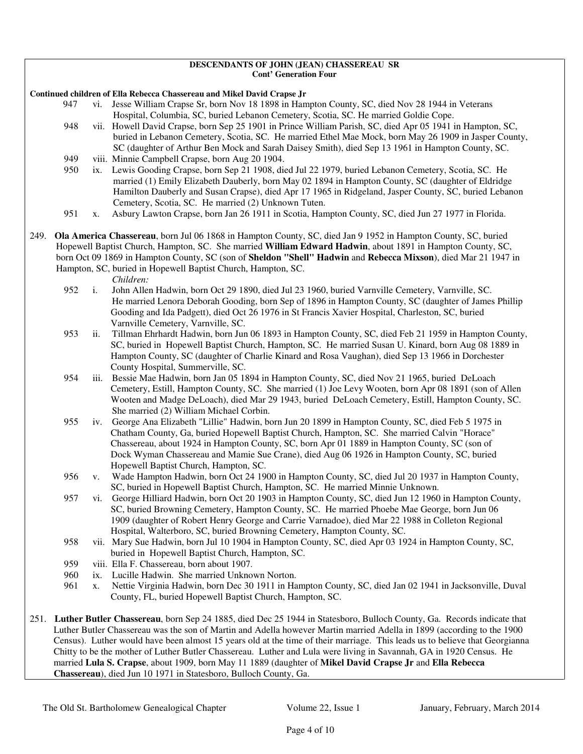**DESCENDANTS OF JOHN (JEAN) CHASSEREAU SR**
**Cont' Generation Four**

**Continued children of Ella Rebecca Chassereau and Mikel David Crapse Jr**

947 vi. Jesse William Crapse Sr, born Nov 18 1898 in Hampton County, SC, died Nov 28 1944 in Veterans Hospital, Columbia, SC, buried Lebanon Cemetery, Scotia, SC. He married Goldie Cope.

948 vii. Howell David Crapse, born Sep 25 1901 in Prince William Parish, SC, died Apr 05 1941 in Hampton, SC, buried in Lebanon Cemetery, Scotia, SC. He married Ethel Mae Mock, born May 26 1909 in Jasper County, SC (daughter of Arthur Ben Mock and Sarah Daisey Smith), died Sep 13 1961 in Hampton County, SC.

949 viii. Minnie Campbell Crapse, born Aug 20 1904.

950 ix. Lewis Gooding Crapse, born Sep 21 1908, died Jul 22 1979, buried Lebanon Cemetery, Scotia, SC. He married (1) Emily Elizabeth Dauberly, born May 02 1894 in Hampton County, SC (daughter of Eldridge Hamilton Dauberly and Susan Crapse), died Apr 17 1965 in Ridgeland, Jasper County, SC, buried Lebanon Cemetery, Scotia, SC. He married (2) Unknown Tuten.

951 x. Asbury Lawton Crapse, born Jan 26 1911 in Scotia, Hampton County, SC, died Jun 27 1977 in Florida.

249. **Ola America Chassereau**, born Jul 06 1868 in Hampton County, SC, died Jan 9 1952 in Hampton County, SC, buried Hopewell Baptist Church, Hampton, SC. She married **William Edward Hadwin**, about 1891 in Hampton County, SC, born Oct 09 1869 in Hampton County, SC (son of **Sheldon "Shell" Hadwin** and **Rebecca Mixson**), died Mar 21 1947 in Hampton, SC, buried in Hopewell Baptist Church, Hampton, SC.

*Children:*

952 i. John Allen Hadwin, born Oct 29 1890, died Jul 23 1960, buried Varnville Cemetery, Varnville, SC. He married Lenora Deborah Gooding, born Sep of 1896 in Hampton County, SC (daughter of James Phillip Gooding and Ida Padgett), died Oct 26 1976 in St Francis Xavier Hospital, Charleston, SC, buried Varnville Cemetery, Varnville, SC.

953 ii. Tillman Ehrhardt Hadwin, born Jun 06 1893 in Hampton County, SC, died Feb 21 1959 in Hampton County, SC, buried in Hopewell Baptist Church, Hampton, SC. He married Susan U. Kinard, born Aug 08 1889 in Hampton County, SC (daughter of Charlie Kinard and Rosa Vaughan), died Sep 13 1966 in Dorchester County Hospital, Summerville, SC.

954 iii. Bessie Mae Hadwin, born Jan 05 1894 in Hampton County, SC, died Nov 21 1965, buried DeLoach Cemetery, Estill, Hampton County, SC. She married (1) Joe Levy Wooten, born Apr 08 1891 (son of Allen Wooten and Madge DeLoach), died Mar 29 1943, buried DeLoach Cemetery, Estill, Hampton County, SC. She married (2) William Michael Corbin.

955 iv. George Ana Elizabeth "Lillie" Hadwin, born Jun 20 1899 in Hampton County, SC, died Feb 5 1975 in Chatham County, Ga, buried Hopewell Baptist Church, Hampton, SC. She married Calvin "Horace" Chassereau, about 1924 in Hampton County, SC, born Apr 01 1889 in Hampton County, SC (son of Dock Wyman Chassereau and Mamie Sue Crane), died Aug 06 1926 in Hampton County, SC, buried Hopewell Baptist Church, Hampton, SC.

956 v. Wade Hampton Hadwin, born Oct 24 1900 in Hampton County, SC, died Jul 20 1937 in Hampton County, SC, buried in Hopewell Baptist Church, Hampton, SC. He married Minnie Unknown.

957 vi. George Hilliard Hadwin, born Oct 20 1903 in Hampton County, SC, died Jun 12 1960 in Hampton County, SC, buried Browning Cemetery, Hampton County, SC. He married Phoebe Mae George, born Jun 06 1909 (daughter of Robert Henry George and Carrie Varnadoe), died Mar 22 1988 in Colleton Regional Hospital, Walterboro, SC, buried Browning Cemetery, Hampton County, SC.

958 vii. Mary Sue Hadwin, born Jul 10 1904 in Hampton County, SC, died Apr 03 1924 in Hampton County, SC, buried in Hopewell Baptist Church, Hampton, SC.

959 viii. Ella F. Chassereau, born about 1907.

960 ix. Lucille Hadwin. She married Unknown Norton.

961 x. Nettie Virginia Hadwin, born Dec 30 1911 in Hampton County, SC, died Jan 02 1941 in Jacksonville, Duval County, FL, buried Hopewell Baptist Church, Hampton, SC.

251. **Luther Butler Chassereau**, born Sep 24 1885, died Dec 25 1944 in Statesboro, Bulloch County, Ga. Records indicate that Luther Butler Chassereau was the son of Martin and Adella however Martin married Adella in 1899 (according to the 1900 Census). Luther would have been almost 15 years old at the time of their marriage. This leads us to believe that Georgianna Chitty to be the mother of Luther Butler Chassereau. Luther and Lula were living in Savannah, GA in 1920 Census. He married **Lula S. Crapse**, about 1909, born May 11 1889 (daughter of **Mikel David Crapse Jr** and **Ella Rebecca Chassereau**), died Jun 10 1971 in Statesboro, Bulloch County, Ga.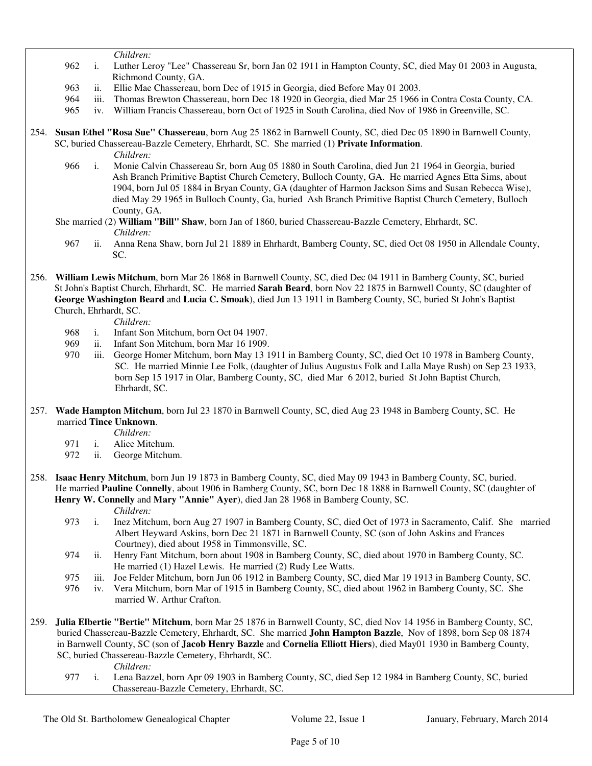*Children:*

962 i. Luther Leroy "Lee" Chassereau Sr, born Jan 02 1911 in Hampton County, SC, died May 01 2003 in Augusta, Richmond County, GA.

963 ii. Ellie Mae Chassereau, born Dec of 1915 in Georgia, died Before May 01 2003.

964 iii. Thomas Brewton Chassereau, born Dec 18 1920 in Georgia, died Mar 25 1966 in Contra Costa County, CA.

965 iv. William Francis Chassereau, born Oct of 1925 in South Carolina, died Nov of 1986 in Greenville, SC.

254. **Susan Ethel "Rosa Sue" Chassereau**, born Aug 25 1862 in Barnwell County, SC, died Dec 05 1890 in Barnwell County, SC, buried Chassereau-Bazzle Cemetery, Ehrhardt, SC. She married (1) **Private Information**.

*Children:*

966 i. Monie Calvin Chassereau Sr, born Aug 05 1880 in South Carolina, died Jun 21 1964 in Georgia, buried Ash Branch Primitive Baptist Church Cemetery, Bulloch County, GA. He married Agnes Etta Sims, about 1904, born Jul 05 1884 in Bryan County, GA (daughter of Harmon Jackson Sims and Susan Rebecca Wise), died May 29 1965 in Bulloch County, Ga, buried Ash Branch Primitive Baptist Church Cemetery, Bulloch County, GA.

She married (2) **William "Bill" Shaw**, born Jan of 1860, buried Chassereau-Bazzle Cemetery, Ehrhardt, SC.

*Children:*

967 ii. Anna Rena Shaw, born Jul 21 1889 in Ehrhardt, Bamberg County, SC, died Oct 08 1950 in Allendale County, SC.

256. **William Lewis Mitchum**, born Mar 26 1868 in Barnwell County, SC, died Dec 04 1911 in Bamberg County, SC, buried St John's Baptist Church, Ehrhardt, SC. He married **Sarah Beard**, born Nov 22 1875 in Barnwell County, SC (daughter of **George Washington Beard** and **Lucia C. Smoak**), died Jun 13 1911 in Bamberg County, SC, buried St John's Baptist Church, Ehrhardt, SC.

*Children:*

968 i. Infant Son Mitchum, born Oct 04 1907.

969 ii. Infant Son Mitchum, born Mar 16 1909.

970 iii. George Homer Mitchum, born May 13 1911 in Bamberg County, SC, died Oct 10 1978 in Bamberg County, SC. He married Minnie Lee Folk, (daughter of Julius Augustus Folk and Lalla Maye Rush) on Sep 23 1933, born Sep 15 1917 in Olar, Bamberg County, SC, died Mar 6 2012, buried St John Baptist Church, Ehrhardt, SC.

257. **Wade Hampton Mitchum**, born Jul 23 1870 in Barnwell County, SC, died Aug 23 1948 in Bamberg County, SC. He married **Tince Unknown**.

*Children:*

971 i. Alice Mitchum.

972 ii. George Mitchum.

258. **Isaac Henry Mitchum**, born Jun 19 1873 in Bamberg County, SC, died May 09 1943 in Bamberg County, SC, buried. He married **Pauline Connelly**, about 1906 in Bamberg County, SC, born Dec 18 1888 in Barnwell County, SC (daughter of **Henry W. Connelly** and **Mary "Annie" Ayer**), died Jan 28 1968 in Bamberg County, SC.

*Children:*

973 i. Inez Mitchum, born Aug 27 1907 in Bamberg County, SC, died Oct of 1973 in Sacramento, Calif. She married Albert Heyward Askins, born Dec 21 1871 in Barnwell County, SC (son of John Askins and Frances Courtney), died about 1958 in Timmonsville, SC.

974 ii. Henry Fant Mitchum, born about 1908 in Bamberg County, SC, died about 1970 in Bamberg County, SC. He married (1) Hazel Lewis. He married (2) Rudy Lee Watts.

975 iii. Joe Felder Mitchum, born Jun 06 1912 in Bamberg County, SC, died Mar 19 1913 in Bamberg County, SC.

976 iv. Vera Mitchum, born Mar of 1915 in Bamberg County, SC, died about 1962 in Bamberg County, SC. She married W. Arthur Crafton.

259. **Julia Elbertie "Bertie" Mitchum**, born Mar 25 1876 in Barnwell County, SC, died Nov 14 1956 in Bamberg County, SC, buried Chassereau-Bazzle Cemetery, Ehrhardt, SC. She married **John Hampton Bazzle**, Nov of 1898, born Sep 08 1874 in Barnwell County, SC (son of **Jacob Henry Bazzle** and **Cornelia Elliott Hiers**), died May01 1930 in Bamberg County, SC, buried Chassereau-Bazzle Cemetery, Ehrhardt, SC.

*Children:*

977 i. Lena Bazzel, born Apr 09 1903 in Bamberg County, SC, died Sep 12 1984 in Bamberg County, SC, buried Chassereau-Bazzle Cemetery, Ehrhardt, SC.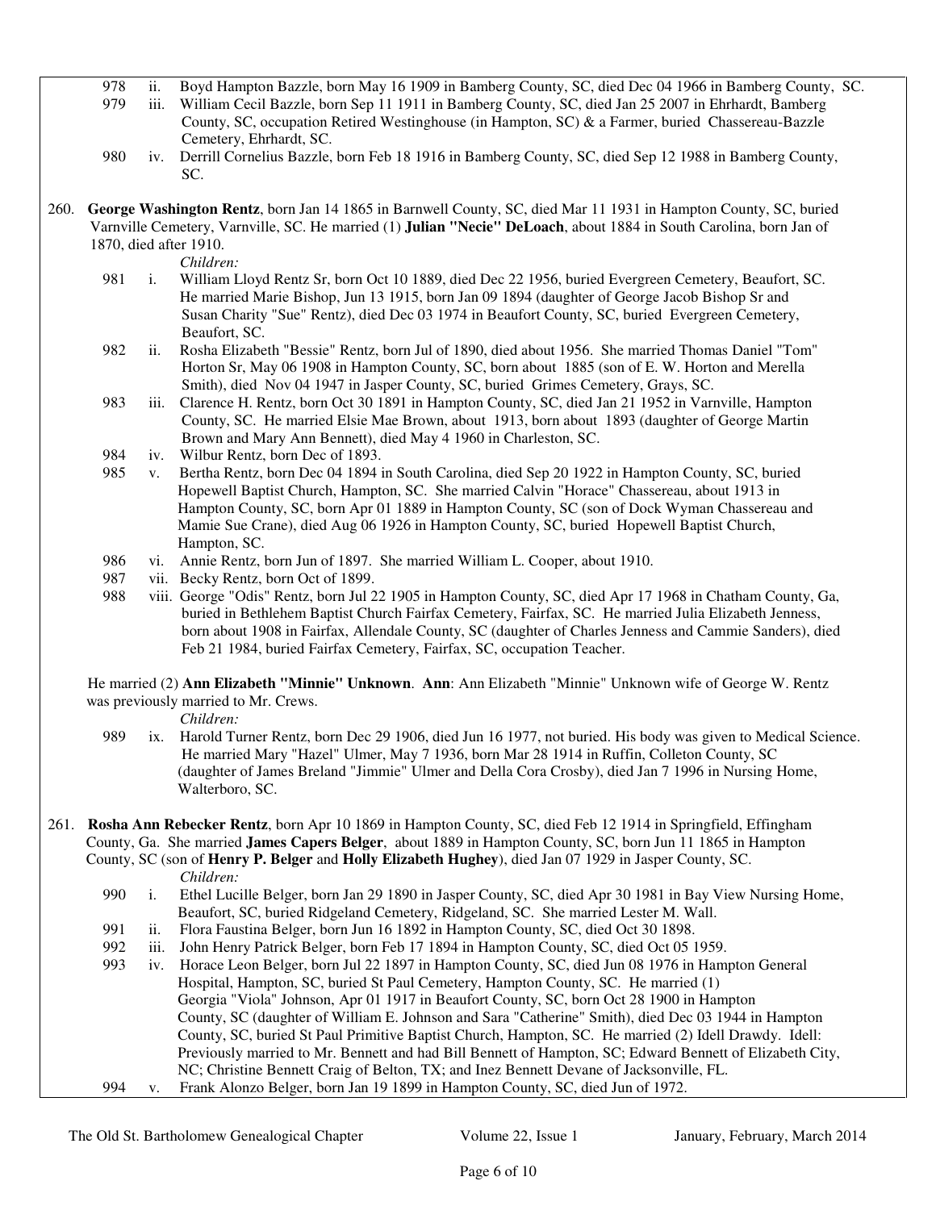978 ii. Boyd Hampton Bazzle, born May 16 1909 in Bamberg County, SC, died Dec 04 1966 in Bamberg County, SC.

979 iii. William Cecil Bazzle, born Sep 11 1911 in Bamberg County, SC, died Jan 25 2007 in Ehrhardt, Bamberg County, SC, occupation Retired Westinghouse (in Hampton, SC) & a Farmer, buried Chassereau-Bazzle Cemetery, Ehrhardt, SC.

980 iv. Derrill Cornelius Bazzle, born Feb 18 1916 in Bamberg County, SC, died Sep 12 1988 in Bamberg County, SC.

260. **George Washington Rentz**, born Jan 14 1865 in Barnwell County, SC, died Mar 11 1931 in Hampton County, SC, buried Varnville Cemetery, Varnville, SC. He married (1) **Julian "Necie" DeLoach**, about 1884 in South Carolina, born Jan of 1870, died after 1910.

*Children:*

981 i. William Lloyd Rentz Sr, born Oct 10 1889, died Dec 22 1956, buried Evergreen Cemetery, Beaufort, SC. He married Marie Bishop, Jun 13 1915, born Jan 09 1894 (daughter of George Jacob Bishop Sr and Susan Charity "Sue" Rentz), died Dec 03 1974 in Beaufort County, SC, buried Evergreen Cemetery, Beaufort, SC.

982 ii. Rosha Elizabeth "Bessie" Rentz, born Jul of 1890, died about 1956. She married Thomas Daniel "Tom" Horton Sr, May 06 1908 in Hampton County, SC, born about 1885 (son of E. W. Horton and Merella Smith), died Nov 04 1947 in Jasper County, SC, buried Grimes Cemetery, Grays, SC.

983 iii. Clarence H. Rentz, born Oct 30 1891 in Hampton County, SC, died Jan 21 1952 in Varnville, Hampton County, SC. He married Elsie Mae Brown, about 1913, born about 1893 (daughter of George Martin Brown and Mary Ann Bennett), died May 4 1960 in Charleston, SC.

984 iv. Wilbur Rentz, born Dec of 1893.

985 v. Bertha Rentz, born Dec 04 1894 in South Carolina, died Sep 20 1922 in Hampton County, SC, buried Hopewell Baptist Church, Hampton, SC. She married Calvin "Horace" Chassereau, about 1913 in Hampton County, SC, born Apr 01 1889 in Hampton County, SC (son of Dock Wyman Chassereau and Mamie Sue Crane), died Aug 06 1926 in Hampton County, SC, buried Hopewell Baptist Church, Hampton, SC.

986 vi. Annie Rentz, born Jun of 1897. She married William L. Cooper, about 1910.

987 vii. Becky Rentz, born Oct of 1899.

988 viii. George "Odis" Rentz, born Jul 22 1905 in Hampton County, SC, died Apr 17 1968 in Chatham County, Ga, buried in Bethlehem Baptist Church Fairfax Cemetery, Fairfax, SC. He married Julia Elizabeth Jenness, born about 1908 in Fairfax, Allendale County, SC (daughter of Charles Jenness and Cammie Sanders), died Feb 21 1984, buried Fairfax Cemetery, Fairfax, SC, occupation Teacher.

He married (2) **Ann Elizabeth "Minnie" Unknown**. **Ann**: Ann Elizabeth "Minnie" Unknown wife of George W. Rentz was previously married to Mr. Crews.

*Children:*

989 ix. Harold Turner Rentz, born Dec 29 1906, died Jun 16 1977, not buried. His body was given to Medical Science. He married Mary "Hazel" Ulmer, May 7 1936, born Mar 28 1914 in Ruffin, Colleton County, SC (daughter of James Breland "Jimmie" Ulmer and Della Cora Crosby), died Jan 7 1996 in Nursing Home, Walterboro, SC.

261. **Rosha Ann Rebecker Rentz**, born Apr 10 1869 in Hampton County, SC, died Feb 12 1914 in Springfield, Effingham County, Ga. She married **James Capers Belger**, about 1889 in Hampton County, SC, born Jun 11 1865 in Hampton County, SC (son of **Henry P. Belger** and **Holly Elizabeth Hughey**), died Jan 07 1929 in Jasper County, SC.

*Children:*

990 i. Ethel Lucille Belger, born Jan 29 1890 in Jasper County, SC, died Apr 30 1981 in Bay View Nursing Home, Beaufort, SC, buried Ridgeland Cemetery, Ridgeland, SC. She married Lester M. Wall.

991 ii. Flora Faustina Belger, born Jun 16 1892 in Hampton County, SC, died Oct 30 1898.

992 iii. John Henry Patrick Belger, born Feb 17 1894 in Hampton County, SC, died Oct 05 1959.

993 iv. Horace Leon Belger, born Jul 22 1897 in Hampton County, SC, died Jun 08 1976 in Hampton General Hospital, Hampton, SC, buried St Paul Cemetery, Hampton County, SC. He married (1) Georgia "Viola" Johnson, Apr 01 1917 in Beaufort County, SC, born Oct 28 1900 in Hampton County, SC (daughter of William E. Johnson and Sara "Catherine" Smith), died Dec 03 1944 in Hampton County, SC, buried St Paul Primitive Baptist Church, Hampton, SC. He married (2) Idell Drawdy. Idell: Previously married to Mr. Bennett and had Bill Bennett of Hampton, SC; Edward Bennett of Elizabeth City, NC; Christine Bennett Craig of Belton, TX; and Inez Bennett Devane of Jacksonville, FL.

994 v. Frank Alonzo Belger, born Jan 19 1899 in Hampton County, SC, died Jun of 1972.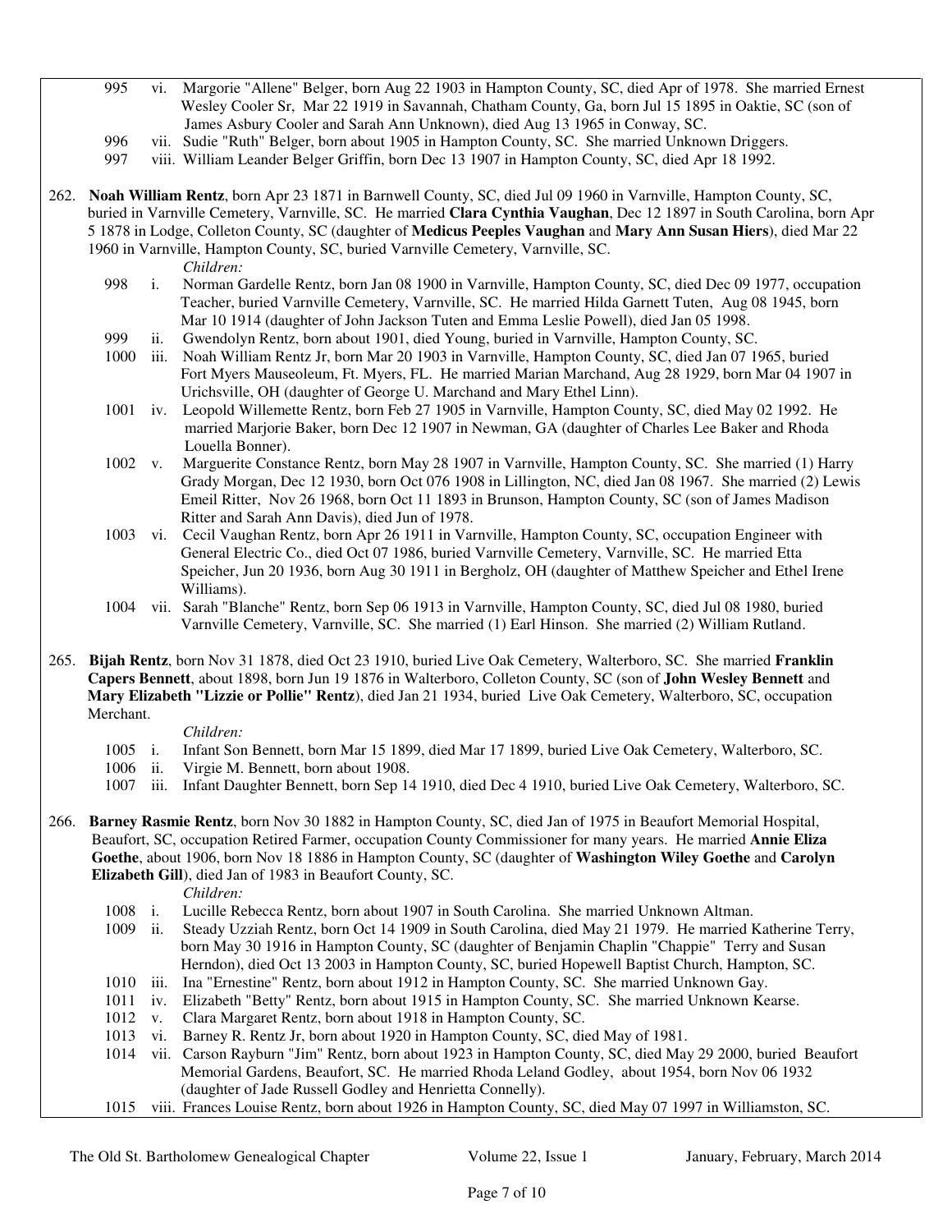995 vi. Margorie "Allene" Belger, born Aug 22 1903 in Hampton County, SC, died Apr of 1978. She married Ernest Wesley Cooler Sr, Mar 22 1919 in Savannah, Chatham County, Ga, born Jul 15 1895 in Oaktie, SC (son of James Asbury Cooler and Sarah Ann Unknown), died Aug 13 1965 in Conway, SC.

996 vii. Sudie "Ruth" Belger, born about 1905 in Hampton County, SC. She married Unknown Driggers.

997 viii. William Leander Belger Griffin, born Dec 13 1907 in Hampton County, SC, died Apr 18 1992.

262. **Noah William Rentz**, born Apr 23 1871 in Barnwell County, SC, died Jul 09 1960 in Varnville, Hampton County, SC, buried in Varnville Cemetery, Varnville, SC. He married **Clara Cynthia Vaughan**, Dec 12 1897 in South Carolina, born Apr 5 1878 in Lodge, Colleton County, SC (daughter of **Medicus Peeples Vaughan** and **Mary Ann Susan Hiers**), died Mar 22 1960 in Varnville, Hampton County, SC, buried Varnville Cemetery, Varnville, SC.

*Children:*

998 i. Norman Gardelle Rentz, born Jan 08 1900 in Varnville, Hampton County, SC, died Dec 09 1977, occupation Teacher, buried Varnville Cemetery, Varnville, SC. He married Hilda Garnett Tuten, Aug 08 1945, born Mar 10 1914 (daughter of John Jackson Tuten and Emma Leslie Powell), died Jan 05 1998.

999 ii. Gwendolyn Rentz, born about 1901, died Young, buried in Varnville, Hampton County, SC.

1000 iii. Noah William Rentz Jr, born Mar 20 1903 in Varnville, Hampton County, SC, died Jan 07 1965, buried Fort Myers Mauseoleum, Ft. Myers, FL. He married Marian Marchand, Aug 28 1929, born Mar 04 1907 in Urichsville, OH (daughter of George U. Marchand and Mary Ethel Linn).

1001 iv. Leopold Willemette Rentz, born Feb 27 1905 in Varnville, Hampton County, SC, died May 02 1992. He married Marjorie Baker, born Dec 12 1907 in Newman, GA (daughter of Charles Lee Baker and Rhoda Louella Bonner).

1002 v. Marguerite Constance Rentz, born May 28 1907 in Varnville, Hampton County, SC. She married (1) Harry Grady Morgan, Dec 12 1930, born Oct 076 1908 in Lillington, NC, died Jan 08 1967. She married (2) Lewis Emeil Ritter, Nov 26 1968, born Oct 11 1893 in Brunson, Hampton County, SC (son of James Madison Ritter and Sarah Ann Davis), died Jun of 1978.

1003 vi. Cecil Vaughan Rentz, born Apr 26 1911 in Varnville, Hampton County, SC, occupation Engineer with General Electric Co., died Oct 07 1986, buried Varnville Cemetery, Varnville, SC. He married Etta Speicher, Jun 20 1936, born Aug 30 1911 in Bergholz, OH (daughter of Matthew Speicher and Ethel Irene Williams).

1004 vii. Sarah "Blanche" Rentz, born Sep 06 1913 in Varnville, Hampton County, SC, died Jul 08 1980, buried Varnville Cemetery, Varnville, SC. She married (1) Earl Hinson. She married (2) William Rutland.

265. **Bijah Rentz**, born Nov 31 1878, died Oct 23 1910, buried Live Oak Cemetery, Walterboro, SC. She married **Franklin Capers Bennett**, about 1898, born Jun 19 1876 in Walterboro, Colleton County, SC (son of **John Wesley Bennett** and **Mary Elizabeth "Lizzie or Pollie" Rentz**), died Jan 21 1934, buried Live Oak Cemetery, Walterboro, SC, occupation Merchant.

*Children:*

1005 i. Infant Son Bennett, born Mar 15 1899, died Mar 17 1899, buried Live Oak Cemetery, Walterboro, SC.

1006 ii. Virgie M. Bennett, born about 1908.

1007 iii. Infant Daughter Bennett, born Sep 14 1910, died Dec 4 1910, buried Live Oak Cemetery, Walterboro, SC.

266. **Barney Rasmie Rentz**, born Nov 30 1882 in Hampton County, SC, died Jan of 1975 in Beaufort Memorial Hospital, Beaufort, SC, occupation Retired Farmer, occupation County Commissioner for many years. He married **Annie Eliza Goethe**, about 1906, born Nov 18 1886 in Hampton County, SC (daughter of **Washington Wiley Goethe** and **Carolyn Elizabeth Gill**), died Jan of 1983 in Beaufort County, SC.

*Children:*

1008 i. Lucille Rebecca Rentz, born about 1907 in South Carolina. She married Unknown Altman.

1009 ii. Steady Uzziah Rentz, born Oct 14 1909 in South Carolina, died May 21 1979. He married Katherine Terry, born May 30 1916 in Hampton County, SC (daughter of Benjamin Chaplin "Chappie" Terry and Susan Herndon), died Oct 13 2003 in Hampton County, SC, buried Hopewell Baptist Church, Hampton, SC.

1010 iii. Ina "Ernestine" Rentz, born about 1912 in Hampton County, SC. She married Unknown Gay.

1011 iv. Elizabeth "Betty" Rentz, born about 1915 in Hampton County, SC. She married Unknown Kearse.

1012 v. Clara Margaret Rentz, born about 1918 in Hampton County, SC.

1013 vi. Barney R. Rentz Jr, born about 1920 in Hampton County, SC, died May of 1981.

1014 vii. Carson Rayburn "Jim" Rentz, born about 1923 in Hampton County, SC, died May 29 2000, buried Beaufort Memorial Gardens, Beaufort, SC. He married Rhoda Leland Godley, about 1954, born Nov 06 1932 (daughter of Jade Russell Godley and Henrietta Connelly).

1015 viii. Frances Louise Rentz, born about 1926 in Hampton County, SC, died May 07 1997 in Williamston, SC.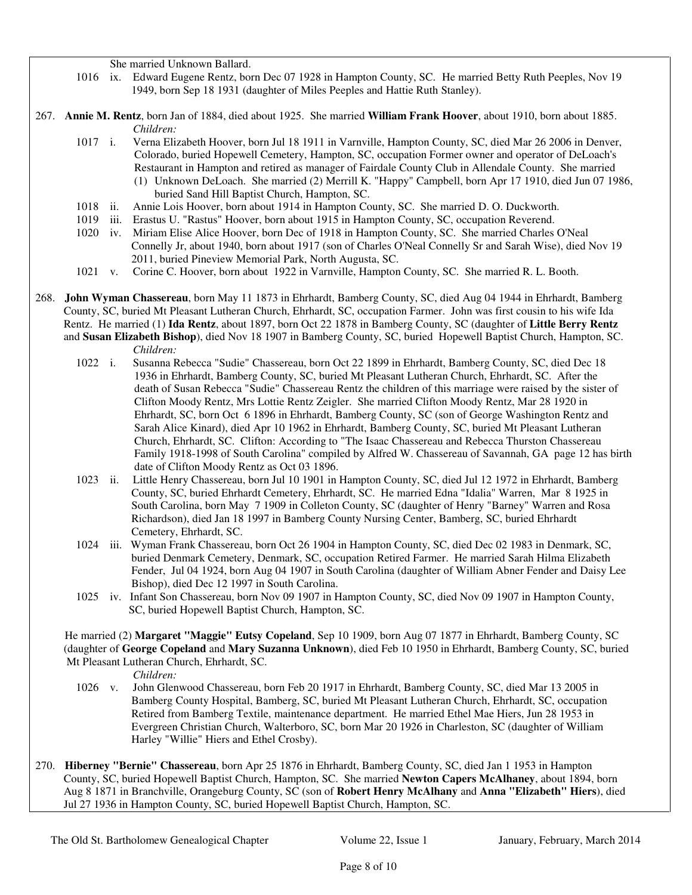She married Unknown Ballard.

1016 ix. Edward Eugene Rentz, born Dec 07 1928 in Hampton County, SC. He married Betty Ruth Peeples, Nov 19 1949, born Sep 18 1931 (daughter of Miles Peeples and Hattie Ruth Stanley).

267. **Annie M. Rentz**, born Jan of 1884, died about 1925. She married **William Frank Hoover**, about 1910, born about 1885.

*Children:*

1017 i. Verna Elizabeth Hoover, born Jul 18 1911 in Varnville, Hampton County, SC, died Mar 26 2006 in Denver, Colorado, buried Hopewell Cemetery, Hampton, SC, occupation Former owner and operator of DeLoach's Restaurant in Hampton and retired as manager of Fairdale County Club in Allendale County. She married (1) Unknown DeLoach. She married (2) Merrill K. "Happy" Campbell, born Apr 17 1910, died Jun 07 1986, buried Sand Hill Baptist Church, Hampton, SC.

1018 ii. Annie Lois Hoover, born about 1914 in Hampton County, SC. She married D. O. Duckworth.

1019 iii. Erastus U. "Rastus" Hoover, born about 1915 in Hampton County, SC, occupation Reverend.

1020 iv. Miriam Elise Alice Hoover, born Dec of 1918 in Hampton County, SC. She married Charles O'Neal Connelly Jr, about 1940, born about 1917 (son of Charles O'Neal Connelly Sr and Sarah Wise), died Nov 19 2011, buried Pineview Memorial Park, North Augusta, SC.

1021 v. Corine C. Hoover, born about 1922 in Varnville, Hampton County, SC. She married R. L. Booth.

268. **John Wyman Chassereau**, born May 11 1873 in Ehrhardt, Bamberg County, SC, died Aug 04 1944 in Ehrhardt, Bamberg County, SC, buried Mt Pleasant Lutheran Church, Ehrhardt, SC, occupation Farmer. John was first cousin to his wife Ida Rentz. He married (1) **Ida Rentz**, about 1897, born Oct 22 1878 in Bamberg County, SC (daughter of **Little Berry Rentz** and **Susan Elizabeth Bishop**), died Nov 18 1907 in Bamberg County, SC, buried Hopewell Baptist Church, Hampton, SC.

*Children:*

1022 i. Susanna Rebecca "Sudie" Chassereau, born Oct 22 1899 in Ehrhardt, Bamberg County, SC, died Dec 18 1936 in Ehrhardt, Bamberg County, SC, buried Mt Pleasant Lutheran Church, Ehrhardt, SC. After the death of Susan Rebecca "Sudie" Chassereau Rentz the children of this marriage were raised by the sister of Clifton Moody Rentz, Mrs Lottie Rentz Zeigler. She married Clifton Moody Rentz, Mar 28 1920 in Ehrhardt, SC, born Oct 6 1896 in Ehrhardt, Bamberg County, SC (son of George Washington Rentz and Sarah Alice Kinard), died Apr 10 1962 in Ehrhardt, Bamberg County, SC, buried Mt Pleasant Lutheran Church, Ehrhardt, SC. Clifton: According to "The Isaac Chassereau and Rebecca Thurston Chassereau Family 1918-1998 of South Carolina" compiled by Alfred W. Chassereau of Savannah, GA page 12 has birth date of Clifton Moody Rentz as Oct 03 1896.

1023 ii. Little Henry Chassereau, born Jul 10 1901 in Hampton County, SC, died Jul 12 1972 in Ehrhardt, Bamberg County, SC, buried Ehrhardt Cemetery, Ehrhardt, SC. He married Edna "Idalia" Warren, Mar 8 1925 in South Carolina, born May 7 1909 in Colleton County, SC (daughter of Henry "Barney" Warren and Rosa Richardson), died Jan 18 1997 in Bamberg County Nursing Center, Bamberg, SC, buried Ehrhardt Cemetery, Ehrhardt, SC.

1024 iii. Wyman Frank Chassereau, born Oct 26 1904 in Hampton County, SC, died Dec 02 1983 in Denmark, SC, buried Denmark Cemetery, Denmark, SC, occupation Retired Farmer. He married Sarah Hilma Elizabeth Fender, Jul 04 1924, born Aug 04 1907 in South Carolina (daughter of William Abner Fender and Daisy Lee Bishop), died Dec 12 1997 in South Carolina.

1025 iv. Infant Son Chassereau, born Nov 09 1907 in Hampton County, SC, died Nov 09 1907 in Hampton County, SC, buried Hopewell Baptist Church, Hampton, SC.

He married (2) **Margaret "Maggie" Eutsy Copeland**, Sep 10 1909, born Aug 07 1877 in Ehrhardt, Bamberg County, SC (daughter of **George Copeland** and **Mary Suzanna Unknown**), died Feb 10 1950 in Ehrhardt, Bamberg County, SC, buried Mt Pleasant Lutheran Church, Ehrhardt, SC.

*Children:*

1026 v. John Glenwood Chassereau, born Feb 20 1917 in Ehrhardt, Bamberg County, SC, died Mar 13 2005 in Bamberg County Hospital, Bamberg, SC, buried Mt Pleasant Lutheran Church, Ehrhardt, SC, occupation Retired from Bamberg Textile, maintenance department. He married Ethel Mae Hiers, Jun 28 1953 in Evergreen Christian Church, Walterboro, SC, born Mar 20 1926 in Charleston, SC (daughter of William Harley "Willie" Hiers and Ethel Crosby).

270. **Hiberney "Bernie" Chassereau**, born Apr 25 1876 in Ehrhardt, Bamberg County, SC, died Jan 1 1953 in Hampton County, SC, buried Hopewell Baptist Church, Hampton, SC. She married **Newton Capers McAlhaney**, about 1894, born Aug 8 1871 in Branchville, Orangeburg County, SC (son of **Robert Henry McAlhany** and **Anna "Elizabeth" Hiers**), died Jul 27 1936 in Hampton County, SC, buried Hopewell Baptist Church, Hampton, SC.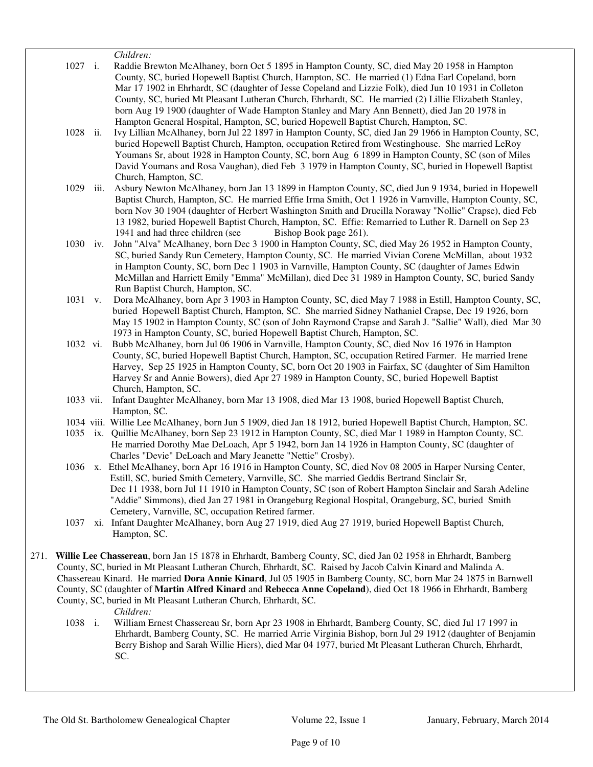*Children:*

1027 i. Raddie Brewton McAlhaney, born Oct 5 1895 in Hampton County, SC, died May 20 1958 in Hampton County, SC, buried Hopewell Baptist Church, Hampton, SC. He married (1) Edna Earl Copeland, born Mar 17 1902 in Ehrhardt, SC (daughter of Jesse Copeland and Lizzie Folk), died Jun 10 1931 in Colleton County, SC, buried Mt Pleasant Lutheran Church, Ehrhardt, SC. He married (2) Lillie Elizabeth Stanley, born Aug 19 1900 (daughter of Wade Hampton Stanley and Mary Ann Bennett), died Jan 20 1978 in Hampton General Hospital, Hampton, SC, buried Hopewell Baptist Church, Hampton, SC.

1028 ii. Ivy Lillian McAlhaney, born Jul 22 1897 in Hampton County, SC, died Jan 29 1966 in Hampton County, SC, buried Hopewell Baptist Church, Hampton, occupation Retired from Westinghouse. She married LeRoy Youmans Sr, about 1928 in Hampton County, SC, born Aug 6 1899 in Hampton County, SC (son of Miles David Youmans and Rosa Vaughan), died Feb 3 1979 in Hampton County, SC, buried in Hopewell Baptist Church, Hampton, SC.

1029 iii. Asbury Newton McAlhaney, born Jan 13 1899 in Hampton County, SC, died Jun 9 1934, buried in Hopewell Baptist Church, Hampton, SC. He married Effie Irma Smith, Oct 1 1926 in Varnville, Hampton County, SC, born Nov 30 1904 (daughter of Herbert Washington Smith and Drucilla Noraway "Nollie" Crapse), died Feb 13 1982, buried Hopewell Baptist Church, Hampton, SC. Effie: Remarried to Luther R. Darnell on Sep 23 1941 and had three children (see Bishop Book page 261).

1030 iv. John "Alva" McAlhaney, born Dec 3 1900 in Hampton County, SC, died May 26 1952 in Hampton County, SC, buried Sandy Run Cemetery, Hampton County, SC. He married Vivian Corene McMillan, about 1932 in Hampton County, SC, born Dec 1 1903 in Varnville, Hampton County, SC (daughter of James Edwin McMillan and Harriett Emily "Emma" McMillan), died Dec 31 1989 in Hampton County, SC, buried Sandy Run Baptist Church, Hampton, SC.

1031 v. Dora McAlhaney, born Apr 3 1903 in Hampton County, SC, died May 7 1988 in Estill, Hampton County, SC, buried Hopewell Baptist Church, Hampton, SC. She married Sidney Nathaniel Crapse, Dec 19 1926, born May 15 1902 in Hampton County, SC (son of John Raymond Crapse and Sarah J. "Sallie" Wall), died Mar 30 1973 in Hampton County, SC, buried Hopewell Baptist Church, Hampton, SC.

1032 vi. Bubb McAlhaney, born Jul 06 1906 in Varnville, Hampton County, SC, died Nov 16 1976 in Hampton County, SC, buried Hopewell Baptist Church, Hampton, SC, occupation Retired Farmer. He married Irene Harvey, Sep 25 1925 in Hampton County, SC, born Oct 20 1903 in Fairfax, SC (daughter of Sim Hamilton Harvey Sr and Annie Bowers), died Apr 27 1989 in Hampton County, SC, buried Hopewell Baptist Church, Hampton, SC.

1033 vii. Infant Daughter McAlhaney, born Mar 13 1908, died Mar 13 1908, buried Hopewell Baptist Church, Hampton, SC.

1034 viii. Willie Lee McAlhaney, born Jun 5 1909, died Jan 18 1912, buried Hopewell Baptist Church, Hampton, SC.

1035 ix. Quillie McAlhaney, born Sep 23 1912 in Hampton County, SC, died Mar 1 1989 in Hampton County, SC. He married Dorothy Mae DeLoach, Apr 5 1942, born Jan 14 1926 in Hampton County, SC (daughter of Charles "Devie" DeLoach and Mary Jeanette "Nettie" Crosby).

1036 x. Ethel McAlhaney, born Apr 16 1916 in Hampton County, SC, died Nov 08 2005 in Harper Nursing Center, Estill, SC, buried Smith Cemetery, Varnville, SC. She married Geddis Bertrand Sinclair Sr, Dec 11 1938, born Jul 11 1910 in Hampton County, SC (son of Robert Hampton Sinclair and Sarah Adeline "Addie" Simmons), died Jan 27 1981 in Orangeburg Regional Hospital, Orangeburg, SC, buried Smith Cemetery, Varnville, SC, occupation Retired farmer.

1037 xi. Infant Daughter McAlhaney, born Aug 27 1919, died Aug 27 1919, buried Hopewell Baptist Church, Hampton, SC.

271. **Willie Lee Chassereau**, born Jan 15 1878 in Ehrhardt, Bamberg County, SC, died Jan 02 1958 in Ehrhardt, Bamberg County, SC, buried in Mt Pleasant Lutheran Church, Ehrhardt, SC. Raised by Jacob Calvin Kinard and Malinda A. Chassereau Kinard. He married **Dora Annie Kinard**, Jul 05 1905 in Bamberg County, SC, born Mar 24 1875 in Barnwell County, SC (daughter of **Martin Alfred Kinard** and **Rebecca Anne Copeland**), died Oct 18 1966 in Ehrhardt, Bamberg County, SC, buried in Mt Pleasant Lutheran Church, Ehrhardt, SC.

*Children:*

1038 i. William Ernest Chassereau Sr, born Apr 23 1908 in Ehrhardt, Bamberg County, SC, died Jul 17 1997 in Ehrhardt, Bamberg County, SC. He married Arrie Virginia Bishop, born Jul 29 1912 (daughter of Benjamin Berry Bishop and Sarah Willie Hiers), died Mar 04 1977, buried Mt Pleasant Lutheran Church, Ehrhardt, SC.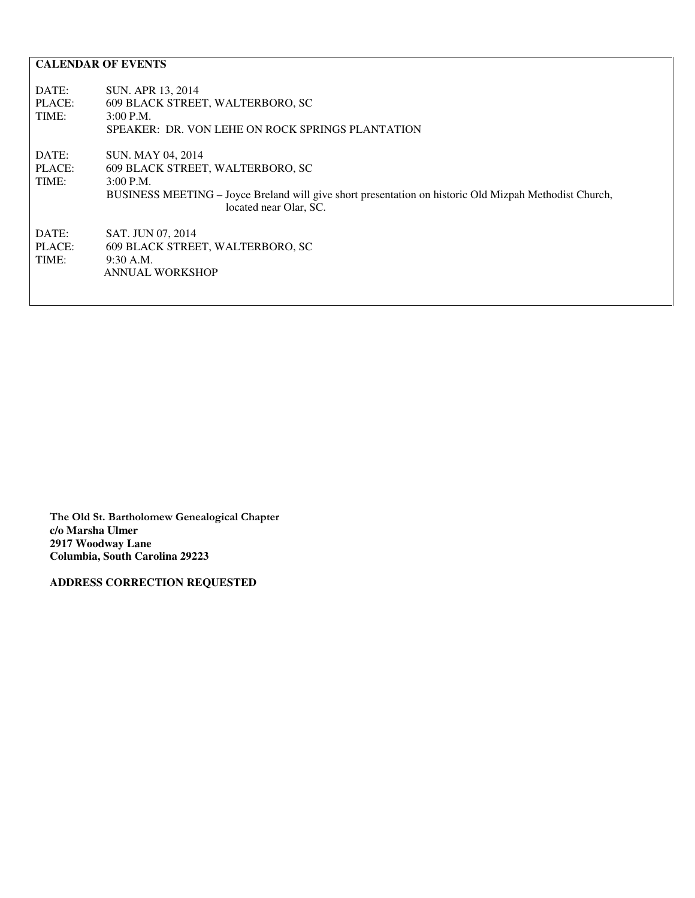**CALENDAR OF EVENTS**

DATE: SUN. APR 13, 2014
PLACE: 609 BLACK STREET, WALTERBORO, SC
TIME: 3:00 P.M.
SPEAKER: DR. VON LEHE ON ROCK SPRINGS PLANTATION

DATE: SUN. MAY 04, 2014
PLACE: 609 BLACK STREET, WALTERBORO, SC
TIME: 3:00 P.M.
BUSINESS MEETING – Joyce Breland will give short presentation on historic Old Mizpah Methodist Church, located near Olar, SC.

DATE: SAT. JUN 07, 2014
PLACE: 609 BLACK STREET, WALTERBORO, SC
TIME: 9:30 A.M.
ANNUAL WORKSHOP

**The Old St. Bartholomew Genealogical Chapter**
**c/o Marsha Ulmer**
**2917 Woodway Lane**
**Columbia, South Carolina 29223**

**ADDRESS CORRECTION REQUESTED**